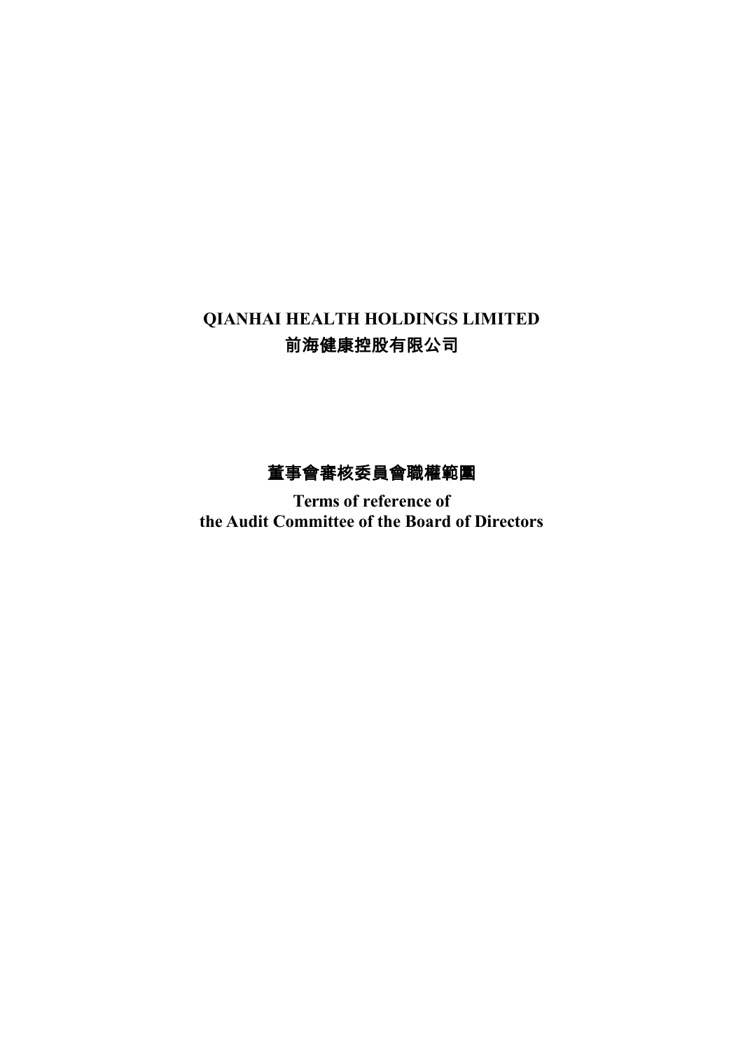# QIANHAI HEALTH HOLDINGS LIMITED
# 前海健康控股有限公司

## 董事會審核委員會職權範圍

**Terms of reference of**
**the Audit Committee of the Board of Directors**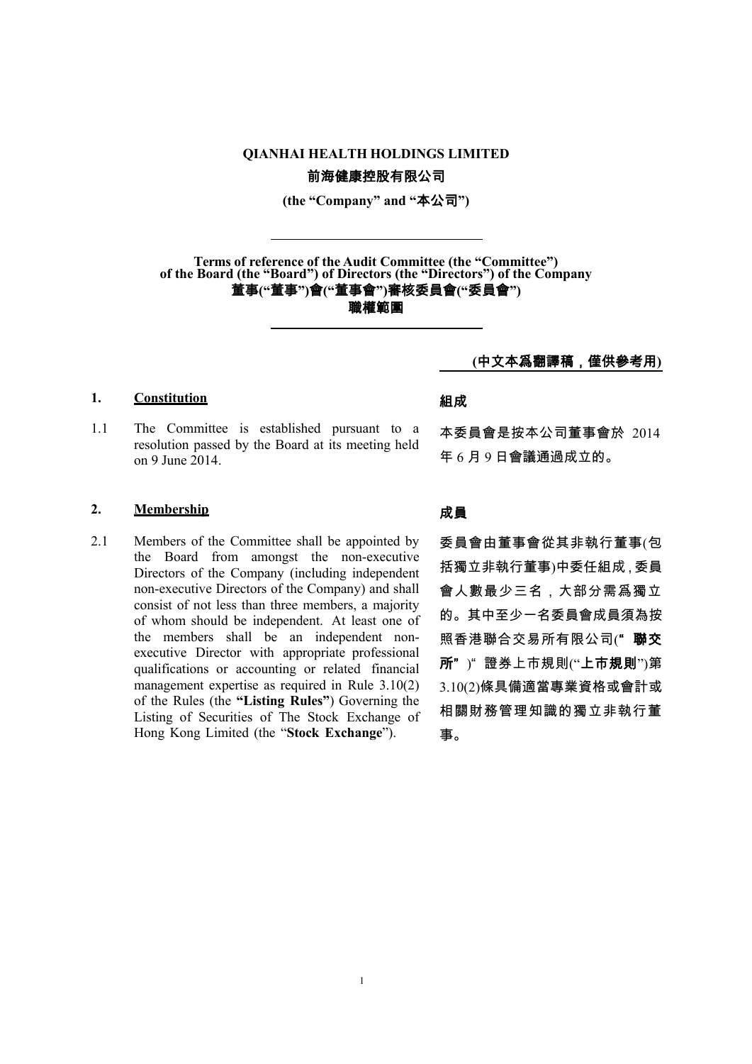**QIANHAI HEALTH HOLDINGS LIMITED**

**前海健康控股有限公司**

**(the "Company" and "本公司")**

---

**Terms of reference of the Audit Committee (the "Committee") of the Board (the "Board") of Directors (the "Directors") of the Company**

**董事("董事")會("董事會")審核委員會("委員會")職權範圍**

---

**(中文本爲翻譯稿，僅供參考用)**

## 1. Constitution

1.1 The Committee is established pursuant to a resolution passed by the Board at its meeting held on 9 June 2014.

## 2. Membership

2.1 Members of the Committee shall be appointed by the Board from amongst the non-executive Directors of the Company (including independent non-executive Directors of the Company) and shall consist of not less than three members, a majority of whom should be independent. At least one of the members shall be an independent non-executive Director with appropriate professional qualifications or accounting or related financial management expertise as required in Rule 3.10(2) of the Rules (the **"Listing Rules"**) Governing the Listing of Securities of The Stock Exchange of Hong Kong Limited (the "**Stock Exchange**").

## 組成

本委員會是按本公司董事會於 2014 年 6 月 9 日會議通過成立的。

## 成員

委員會由董事會從其非執行董事(包括獨立非執行董事)中委任組成，委員會人數最少三名，大部分需爲獨立的。其中至少一名委員會成員須為按照香港聯合交易所有限公司("**聯交所**")"證券上市規則("**上市規則**")第 3.10(2)條具備適當專業資格或會計或相關財務管理知識的獨立非執行董事。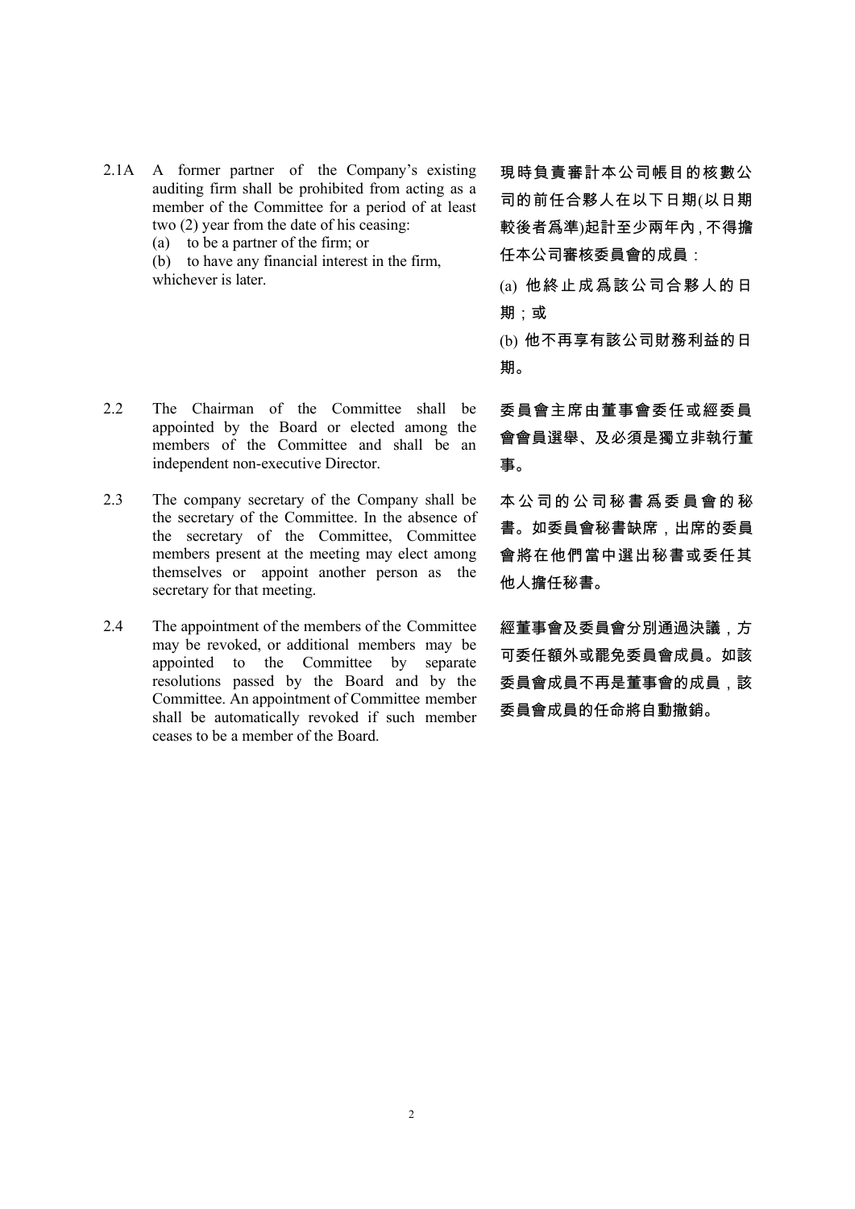2.1A A former partner of the Company's existing auditing firm shall be prohibited from acting as a member of the Committee for a period of at least two (2) year from the date of his ceasing:

(a) to be a partner of the firm; or

(b) to have any financial interest in the firm,

whichever is later.

現時負責審計本公司帳目的核數公司的前任合夥人在以下日期(以日期較後者爲準)起計至少兩年內，不得擔任本公司審核委員會的成員：

(a) 他終止成爲該公司合夥人的日期；或

(b) 他不再享有該公司財務利益的日期。

2.2 The Chairman of the Committee shall be appointed by the Board or elected among the members of the Committee and shall be an independent non-executive Director.

委員會主席由董事會委任或經委員會會員選舉、及必須是獨立非執行董事。

2.3 The company secretary of the Company shall be the secretary of the Committee. In the absence of the secretary of the Committee, Committee members present at the meeting may elect among themselves or appoint another person as the secretary for that meeting.

本公司的公司秘書爲委員會的秘書。如委員會秘書缺席，出席的委員會將在他們當中選出秘書或委任其他人擔任秘書。

2.4 The appointment of the members of the Committee may be revoked, or additional members may be appointed to the Committee by separate resolutions passed by the Board and by the Committee. An appointment of Committee member shall be automatically revoked if such member ceases to be a member of the Board.

經董事會及委員會分別通過決議，方可委任額外或罷免委員會成員。如該委員會成員不再是董事會的成員，該委員會成員的任命將自動撤銷。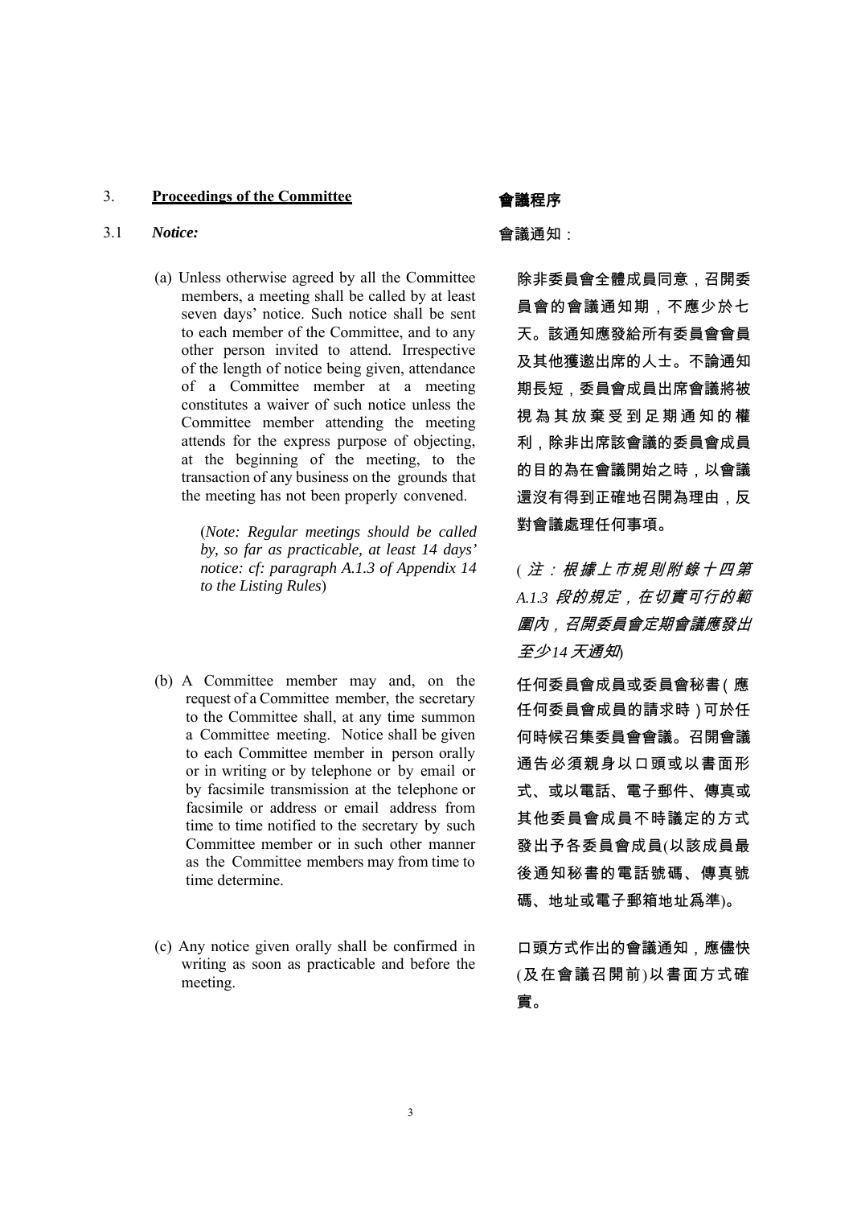## 3. Proceedings of the Committee

## 會議程序

### 3.1 *Notice:*

### 會議通知：

(a) Unless otherwise agreed by all the Committee members, a meeting shall be called by at least seven days' notice. Such notice shall be sent to each member of the Committee, and to any other person invited to attend. Irrespective of the length of notice being given, attendance of a Committee member at a meeting constitutes a waiver of such notice unless the Committee member attending the meeting attends for the express purpose of objecting, at the beginning of the meeting, to the transaction of any business on the grounds that the meeting has not been properly convened.

(*Note: Regular meetings should be called by, so far as practicable, at least 14 days' notice: cf: paragraph A.1.3 of Appendix 14 to the Listing Rules*)

除非委員會全體成員同意，召開委員會的會議通知期，不應少於七天。該通知應發給所有委員會會員及其他獲邀出席的人士。不論通知期長短，委員會成員出席會議將被視為其放棄受到足期通知的權利，除非出席該會議的委員會成員的目的為在會議開始之時，以會議還沒有得到正確地召開為理由，反對會議處理任何事項。

(*注：根據上市規則附錄十四第 A.1.3 段的規定，在切實可行的範圍內，召開委員會定期會議應發出至少14 天通知*)

(b) A Committee member may and, on the request of a Committee member, the secretary to the Committee shall, at any time summon a Committee meeting. Notice shall be given to each Committee member in person orally or in writing or by telephone or by email or by facsimile transmission at the telephone or facsimile or address or email address from time to time notified to the secretary by such Committee member or in such other manner as the Committee members may from time to time determine.

任何委員會成員或委員會秘書(應任何委員會成員的請求時)可於任何時候召集委員會會議。召開會議通告必須親身以口頭或以書面形式、或以電話、電子郵件、傳真或其他委員會成員不時議定的方式發出予各委員會成員(以該成員最後通知秘書的電話號碼、傳真號碼、地址或電子郵箱地址爲準)。

(c) Any notice given orally shall be confirmed in writing as soon as practicable and before the meeting.

口頭方式作出的會議通知，應儘快(及在會議召開前)以書面方式確實。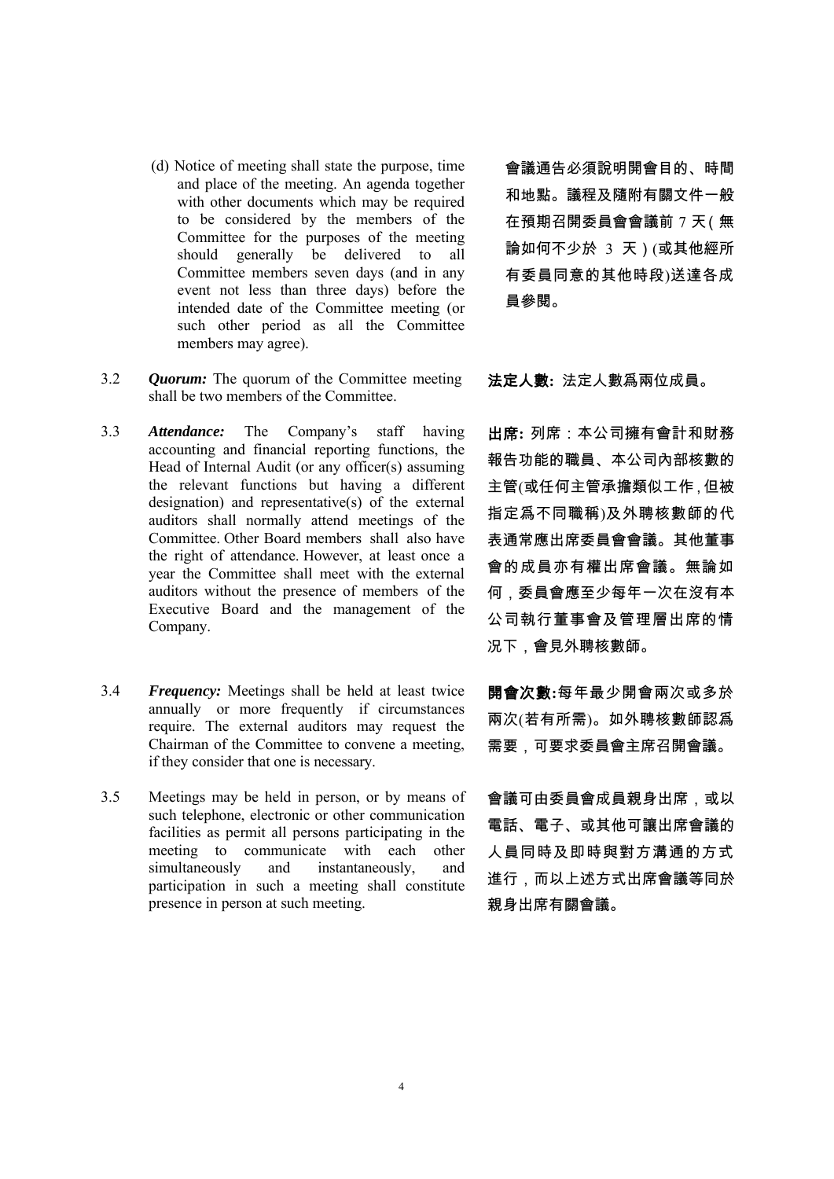(d) Notice of meeting shall state the purpose, time and place of the meeting. An agenda together with other documents which may be required to be considered by the members of the Committee for the purposes of the meeting should generally be delivered to all Committee members seven days (and in any event not less than three days) before the intended date of the Committee meeting (or such other period as all the Committee members may agree).

會議通告必須說明開會目的、時間和地點。議程及隨附有關文件一般在預期召開委員會會議前 7 天(無論如何不少於 3 天)(或其他經所有委員同意的其他時段)送達各成員參閱。

3.2 ***Quorum:*** The quorum of the Committee meeting shall be two members of the Committee.

**法定人數:** 法定人數爲兩位成員。

3.3 ***Attendance:*** The Company's staff having accounting and financial reporting functions, the Head of Internal Audit (or any officer(s) assuming the relevant functions but having a different designation) and representative(s) of the external auditors shall normally attend meetings of the Committee. Other Board members shall also have the right of attendance. However, at least once a year the Committee shall meet with the external auditors without the presence of members of the Executive Board and the management of the Company.

**出席:** 列席：本公司擁有會計和財務報告功能的職員、本公司內部核數的主管(或任何主管承擔類似工作,但被指定爲不同職稱)及外聘核數師的代表通常應出席委員會會議。其他董事會的成員亦有權出席會議。無論如何，委員會應至少每年一次在沒有本公司執行董事會及管理層出席的情況下，會見外聘核數師。

3.4 ***Frequency:*** Meetings shall be held at least twice annually or more frequently if circumstances require. The external auditors may request the Chairman of the Committee to convene a meeting, if they consider that one is necessary.

**開會次數:**每年最少開會兩次或多於兩次(若有所需)。如外聘核數師認爲需要，可要求委員會主席召開會議。

3.5 Meetings may be held in person, or by means of such telephone, electronic or other communication facilities as permit all persons participating in the meeting to communicate with each other simultaneously and instantaneously, and participation in such a meeting shall constitute presence in person at such meeting.

會議可由委員會成員親身出席，或以電話、電子、或其他可讓出席會議的人員同時及即時與對方溝通的方式進行，而以上述方式出席會議等同於親身出席有關會議。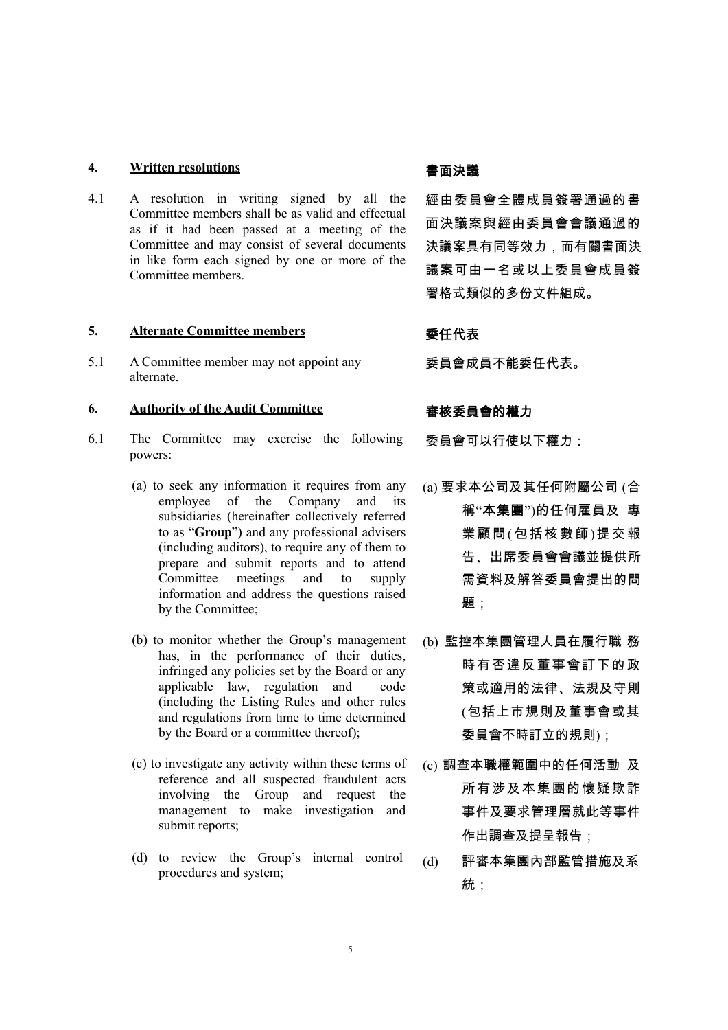## 4. Written resolutions

## 書面決議

4.1 A resolution in writing signed by all the Committee members shall be as valid and effectual as if it had been passed at a meeting of the Committee and may consist of several documents in like form each signed by one or more of the Committee members.

經由委員會全體成員簽署通過的書面決議案與經由委員會會議通過的決議案具有同等效力，而有關書面決議案可由一名或以上委員會成員簽署格式類似的多份文件組成。

## 5. Alternate Committee members

## 委任代表

5.1 A Committee member may not appoint any alternate.

委員會成員不能委任代表。

## 6. Authority of the Audit Committee

## 審核委員會的權力

6.1 The Committee may exercise the following powers:

委員會可以行使以下權力：

(a) to seek any information it requires from any employee of the Company and its subsidiaries (hereinafter collectively referred to as "**Group**") and any professional advisers (including auditors), to require any of them to prepare and submit reports and to attend Committee meetings and to supply information and address the questions raised by the Committee;

(a) 要求本公司及其任何附屬公司 (合稱"**本集團**")的任何雇員及 專業顧問(包括核數師)提交報告、出席委員會會議並提供所需資料及解答委員會提出的問題；

(b) to monitor whether the Group's management has, in the performance of their duties, infringed any policies set by the Board or any applicable law, regulation and code (including the Listing Rules and other rules and regulations from time to time determined by the Board or a committee thereof);

(b) 監控本集團管理人員在履行職 務時有否違反董事會訂下的政策或適用的法律、法規及守則(包括上市規則及董事會或其委員會不時訂立的規則)；

(c) to investigate any activity within these terms of reference and all suspected fraudulent acts involving the Group and request the management to make investigation and submit reports;

(c) 調查本職權範圍中的任何活動 及所有涉及本集團的懷疑欺詐事件及要求管理層就此等事件作出調查及提呈報告；

(d) to review the Group's internal control procedures and system;

(d) 評審本集團內部監管措施及系統；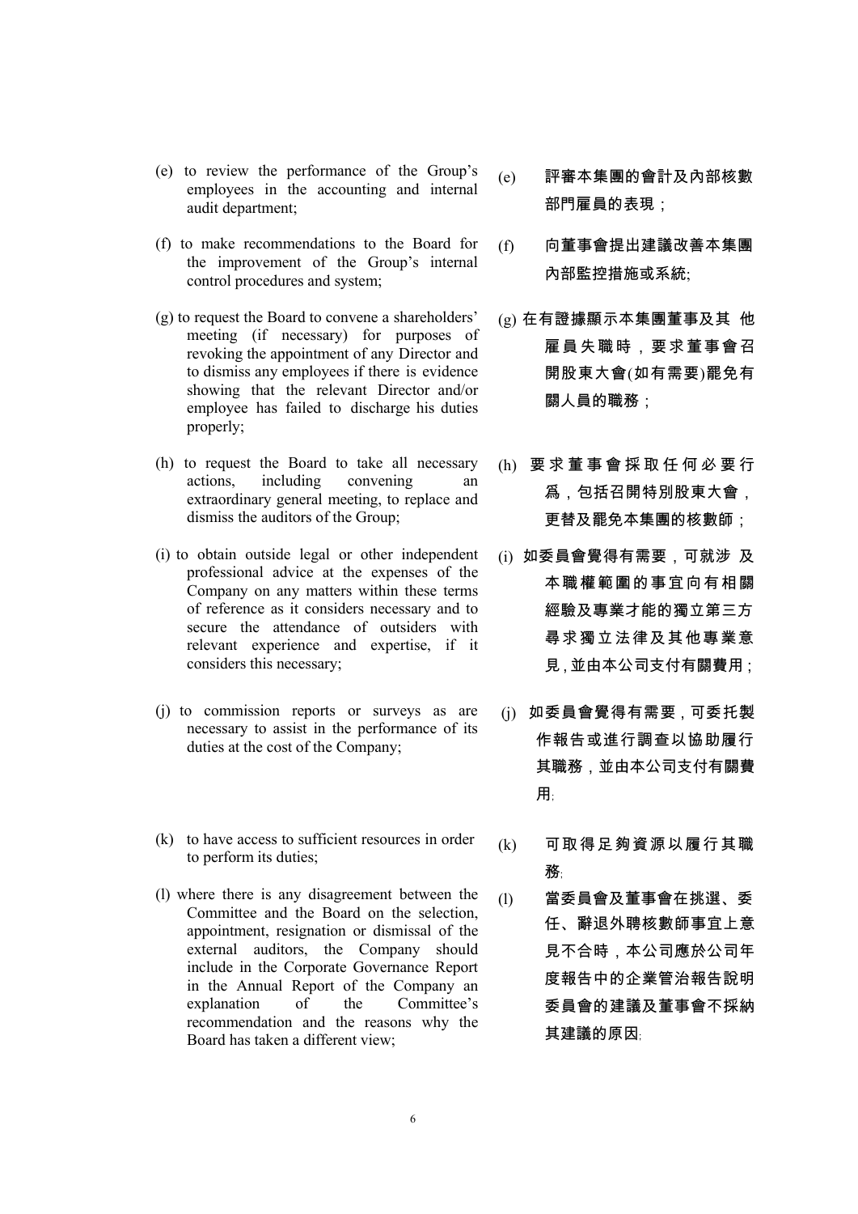(e) to review the performance of the Group's employees in the accounting and internal audit department;

(e) 評審本集團的會計及內部核數部門雇員的表現；

(f) to make recommendations to the Board for the improvement of the Group's internal control procedures and system;

(f) 向董事會提出建議改善本集團內部監控措施或系統;

(g) to request the Board to convene a shareholders' meeting (if necessary) for purposes of revoking the appointment of any Director and to dismiss any employees if there is evidence showing that the relevant Director and/or employee has failed to discharge his duties properly;

(g) 在有證據顯示本集團董事及其 他雇員失職時，要求董事會召開股東大會(如有需要)罷免有關人員的職務；

(h) to request the Board to take all necessary actions, including convening an extraordinary general meeting, to replace and dismiss the auditors of the Group;

(h) 要求董事會採取任何必要行爲，包括召開特別股東大會，更替及罷免本集團的核數師；

(i) to obtain outside legal or other independent professional advice at the expenses of the Company on any matters within these terms of reference as it considers necessary and to secure the attendance of outsiders with relevant experience and expertise, if it considers this necessary;

(i) 如委員會覺得有需要，可就涉 及本職權範圍的事宜向有相關經驗及專業才能的獨立第三方尋求獨立法律及其他專業意見，並由本公司支付有關費用；

(j) to commission reports or surveys as are necessary to assist in the performance of its duties at the cost of the Company;

(j) 如委員會覺得有需要，可委托製作報告或進行調查以協助履行其職務，並由本公司支付有關費用;

(k) to have access to sufficient resources in order to perform its duties;

(k) 可取得足夠資源以履行其職務;

(l) where there is any disagreement between the Committee and the Board on the selection, appointment, resignation or dismissal of the external auditors, the Company should include in the Corporate Governance Report in the Annual Report of the Company an explanation of the Committee's recommendation and the reasons why the Board has taken a different view;

(l) 當委員會及董事會在挑選、委任、辭退外聘核數師事宜上意見不合時，本公司應於公司年度報告中的企業管治報告說明委員會的建議及董事會不採納其建議的原因;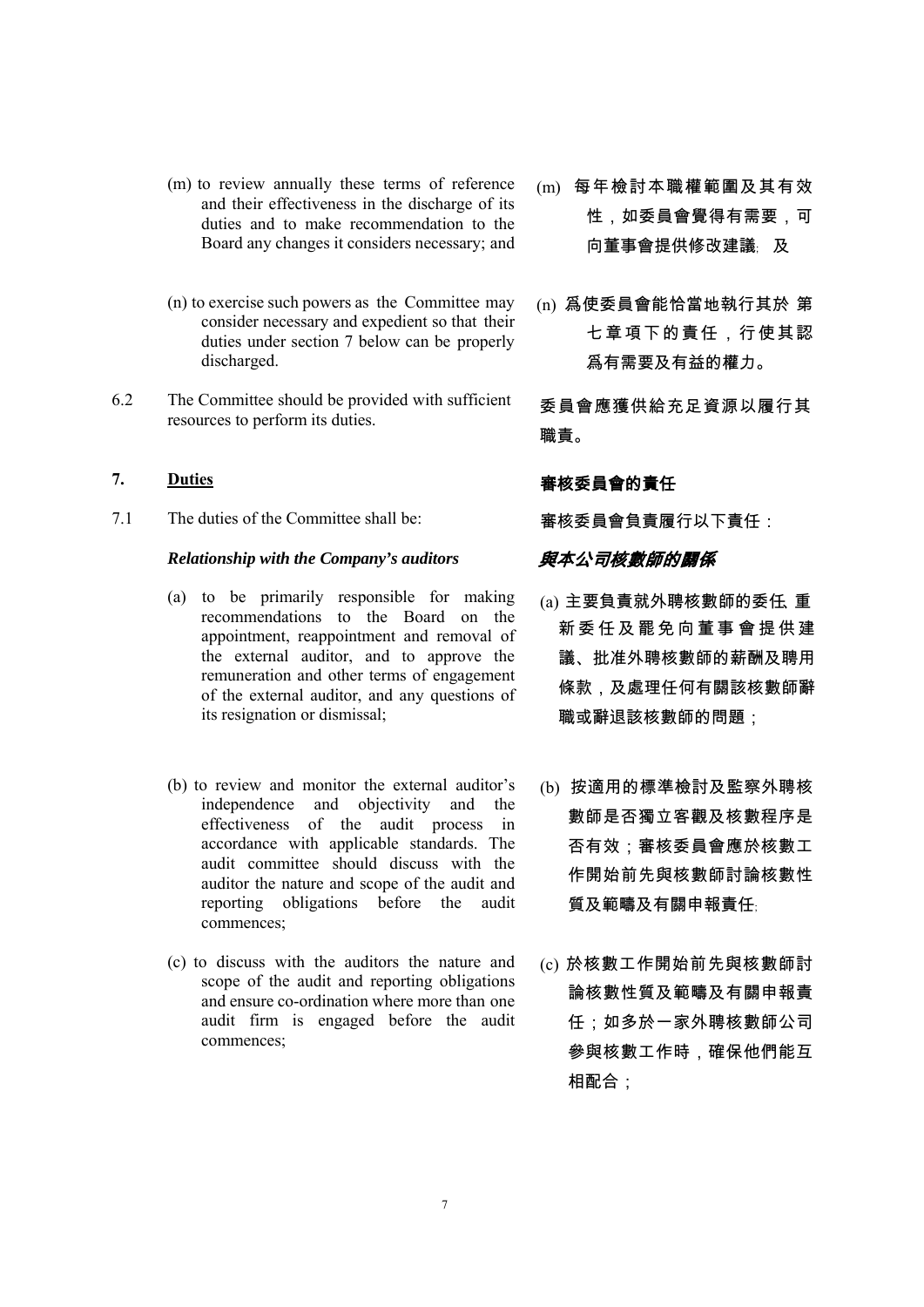(m) to review annually these terms of reference and their effectiveness in the discharge of its duties and to make recommendation to the Board any changes it considers necessary; and

(m) 每年檢討本職權範圍及其有效性，如委員會覺得有需要，可向董事會提供修改建議; 及

(n) to exercise such powers as the Committee may consider necessary and expedient so that their duties under section 7 below can be properly discharged.

(n) 爲使委員會能恰當地執行其於 第七章項下的責任，行使其認爲有需要及有益的權力。

6.2 The Committee should be provided with sufficient resources to perform its duties.

委員會應獲供給充足資源以履行其職責。

## 7. Duties

## 審核委員會的責任

7.1 The duties of the Committee shall be:

審核委員會負責履行以下責任：

***Relationship with the Company's auditors***

***與本公司核數師的關係***

(a) to be primarily responsible for making recommendations to the Board on the appointment, reappointment and removal of the external auditor, and to approve the remuneration and other terms of engagement of the external auditor, and any questions of its resignation or dismissal;

(a) 主要負責就外聘核數師的委任、重新委任及罷免向董事會提供建議、批准外聘核數師的薪酬及聘用條款，及處理任何有關該核數師辭職或辭退該核數師的問題；

(b) to review and monitor the external auditor's independence and objectivity and the effectiveness of the audit process in accordance with applicable standards. The audit committee should discuss with the auditor the nature and scope of the audit and reporting obligations before the audit commences;

(b) 按適用的標準檢討及監察外聘核數師是否獨立客觀及核數程序是否有效；審核委員會應於核數工作開始前先與核數師討論核數性質及範疇及有關申報責任;

(c) to discuss with the auditors the nature and scope of the audit and reporting obligations and ensure co-ordination where more than one audit firm is engaged before the audit commences;

(c) 於核數工作開始前先與核數師討論核數性質及範疇及有關申報責任；如多於一家外聘核數師公司參與核數工作時，確保他們能互相配合；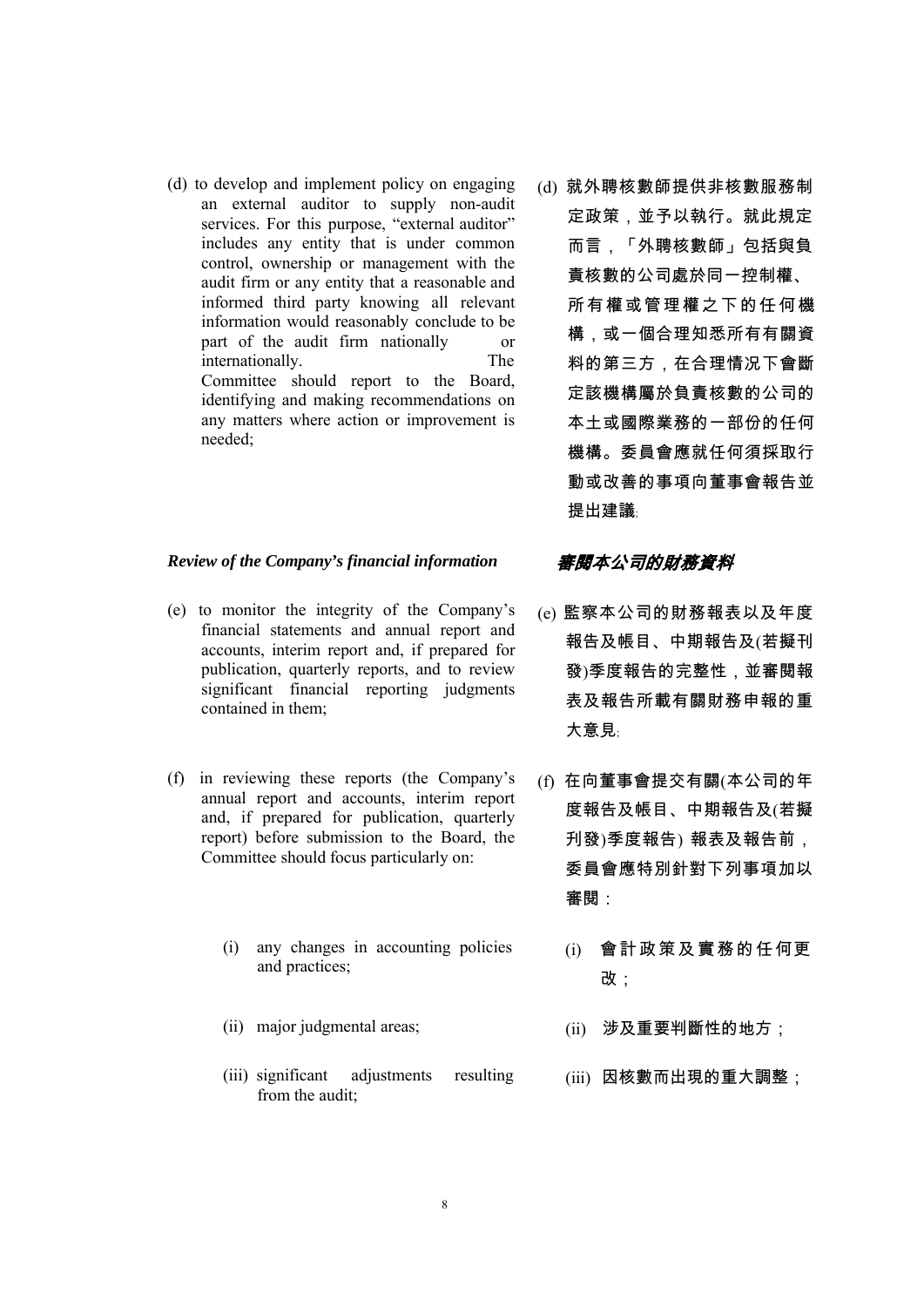(d) to develop and implement policy on engaging an external auditor to supply non-audit services. For this purpose, "external auditor" includes any entity that is under common control, ownership or management with the audit firm or any entity that a reasonable and informed third party knowing all relevant information would reasonably conclude to be part of the audit firm nationally or internationally. The Committee should report to the Board, identifying and making recommendations on any matters where action or improvement is needed;

(d) 就外聘核數師提供非核數服務制定政策，並予以執行。就此規定而言，「外聘核數師」包括與負責核數的公司處於同一控制權、所有權或管理權之下的任何機構，或一個合理知悉所有有關資料的第三方，在合理情況下會斷定該機構屬於負責核數的公司的本土或國際業務的一部份的任何機構。委員會應就任何須採取行動或改善的事項向董事會報告並提出建議;

***Review of the Company's financial information***

***審閱本公司的財務資料***

(e) to monitor the integrity of the Company's financial statements and annual report and accounts, interim report and, if prepared for publication, quarterly reports, and to review significant financial reporting judgments contained in them;

(e) 監察本公司的財務報表以及年度報告及帳目、中期報告及(若擬刊發)季度報告的完整性，並審閱報表及報告所載有關財務申報的重大意見;

(f) in reviewing these reports (the Company's annual report and accounts, interim report and, if prepared for publication, quarterly report) before submission to the Board, the Committee should focus particularly on:

(f) 在向董事會提交有關(本公司的年度報告及帳目、中期報告及(若擬刊發)季度報告) 報表及報告前，委員會應特別針對下列事項加以審閱：

- (i) any changes in accounting policies and practices;
- (ii) major judgmental areas;
- (iii) significant adjustments resulting from the audit;

- (i) 會計政策及實務的任何更改；
- (ii) 涉及重要判斷性的地方；
- (iii) 因核數而出現的重大調整；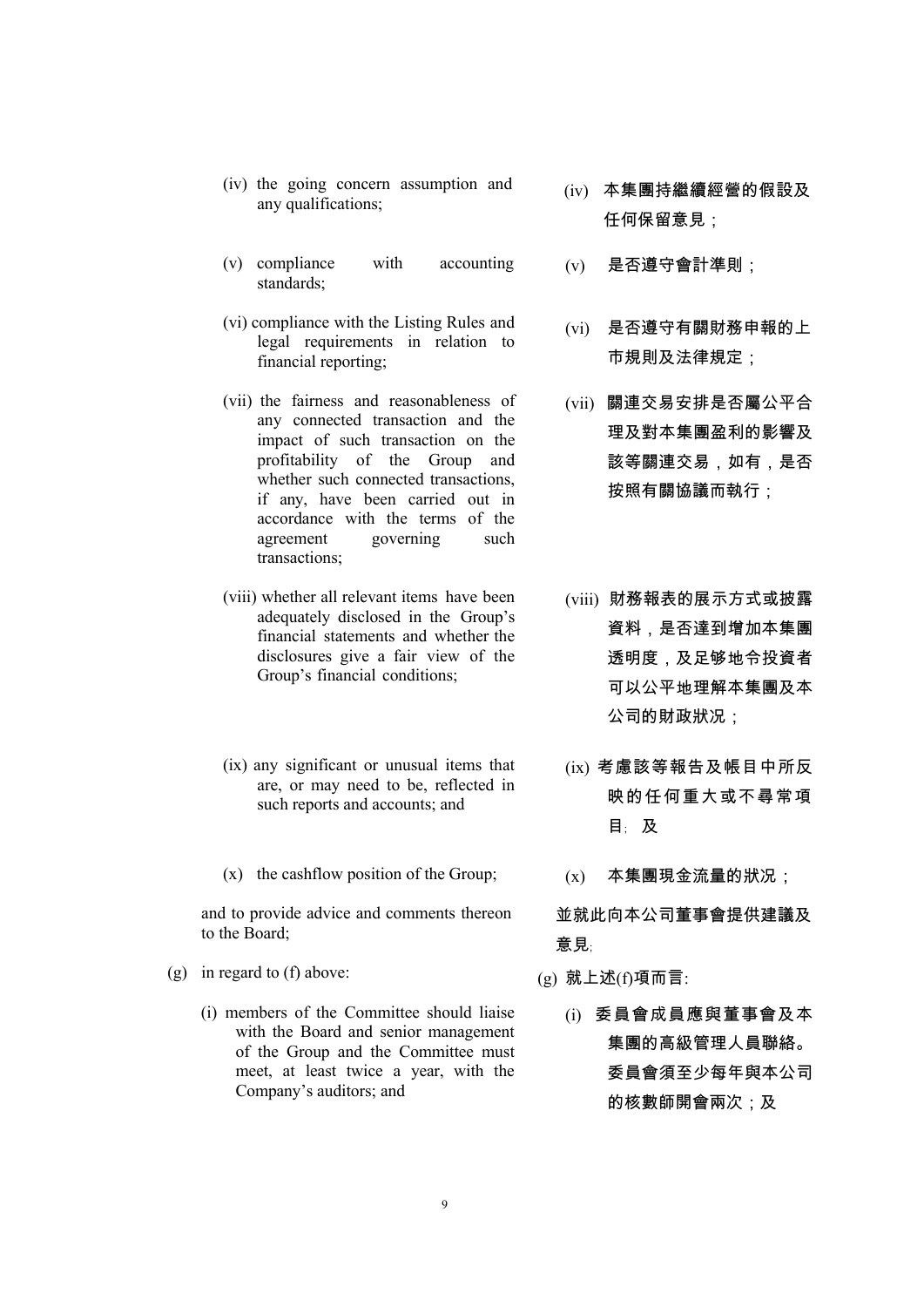(iv) the going concern assumption and any qualifications;

(iv) 本集團持繼續經營的假設及任何保留意見；

(v) compliance with accounting standards;

(v) 是否遵守會計準則；

(vi) compliance with the Listing Rules and legal requirements in relation to financial reporting;

(vi) 是否遵守有關財務申報的上市規則及法律規定；

(vii) the fairness and reasonableness of any connected transaction and the impact of such transaction on the profitability of the Group and whether such connected transactions, if any, have been carried out in accordance with the terms of the agreement governing such transactions;

(vii) 關連交易安排是否屬公平合理及對本集團盈利的影響及該等關連交易，如有，是否按照有關協議而執行；

(viii) whether all relevant items have been adequately disclosed in the Group's financial statements and whether the disclosures give a fair view of the Group's financial conditions;

(viii) 財務報表的展示方式或披露資料，是否達到增加本集團透明度，及足够地令投資者可以公平地理解本集團及本公司的財政狀況；

(ix) any significant or unusual items that are, or may need to be, reflected in such reports and accounts; and

(ix) 考慮該等報告及帳目中所反映的任何重大或不尋常項目；及

(x) the cashflow position of the Group;

(x) 本集團現金流量的狀況；

and to provide advice and comments thereon to the Board;

並就此向本公司董事會提供建議及意見；

(g) in regard to (f) above:

(g) 就上述(f)項而言:

(i) members of the Committee should liaise with the Board and senior management of the Group and the Committee must meet, at least twice a year, with the Company's auditors; and

(i) 委員會成員應與董事會及本集團的高級管理人員聯絡。委員會須至少每年與本公司的核數師開會兩次；及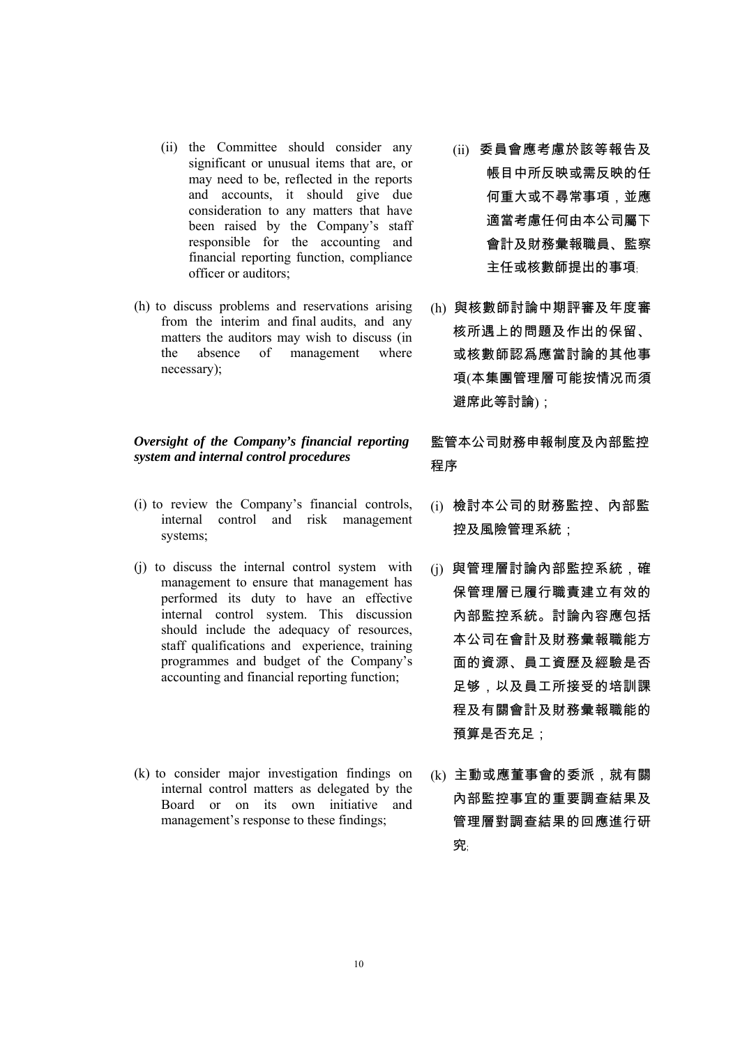(ii) the Committee should consider any significant or unusual items that are, or may need to be, reflected in the reports and accounts, it should give due consideration to any matters that have been raised by the Company's staff responsible for the accounting and financial reporting function, compliance officer or auditors;

(ii) 委員會應考慮於該等報告及帳目中所反映或需反映的任何重大或不尋常事項，並應適當考慮任何由本公司屬下會計及財務彙報職員、監察主任或核數師提出的事項;

(h) to discuss problems and reservations arising from the interim and final audits, and any matters the auditors may wish to discuss (in the absence of management where necessary);

(h) 與核數師討論中期評審及年度審核所遇上的問題及作出的保留、或核數師認爲應當討論的其他事項(本集團管理層可能按情況而須避席此等討論)；

*Oversight of the Company's financial reporting system and internal control procedures*

監管本公司財務申報制度及內部監控程序

(i) to review the Company's financial controls, internal control and risk management systems;

(i) 檢討本公司的財務監控、內部監控及風險管理系統；

(j) to discuss the internal control system with management to ensure that management has performed its duty to have an effective internal control system. This discussion should include the adequacy of resources, staff qualifications and experience, training programmes and budget of the Company's accounting and financial reporting function;

(j) 與管理層討論內部監控系統，確保管理層已履行職責建立有效的內部監控系統。討論內容應包括本公司在會計及財務彙報職能方面的資源、員工資歷及經驗是否足够，以及員工所接受的培訓課程及有關會計及財務彙報職能的預算是否充足；

(k) to consider major investigation findings on internal control matters as delegated by the Board or on its own initiative and management's response to these findings;

(k) 主動或應董事會的委派，就有關內部監控事宜的重要調查結果及管理層對調查結果的回應進行研究;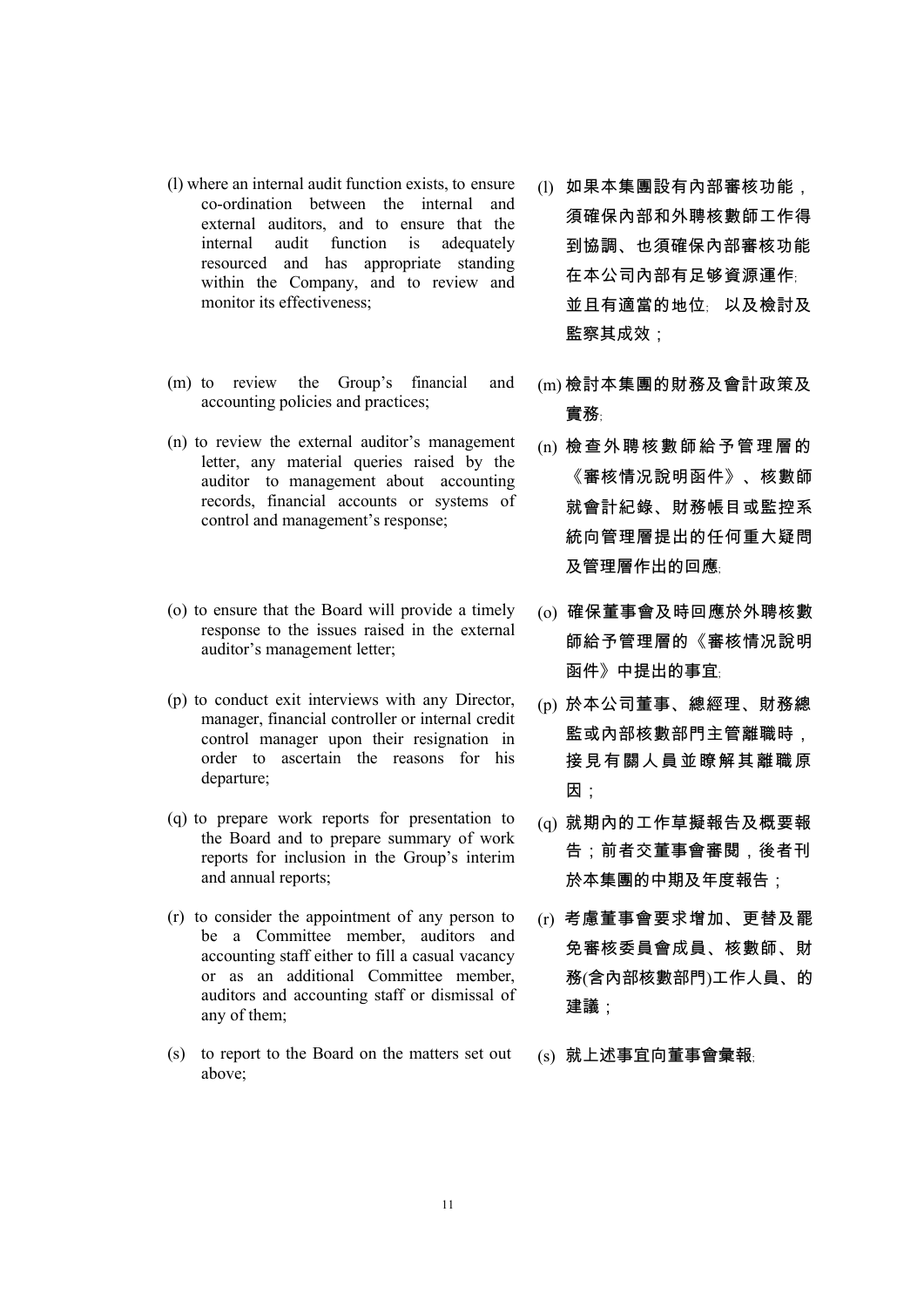(l) where an internal audit function exists, to ensure co-ordination between the internal and external auditors, and to ensure that the internal audit function is adequately resourced and has appropriate standing within the Company, and to review and monitor its effectiveness;

(l) 如果本集團設有內部審核功能，須確保內部和外聘核數師工作得到協調、也須確保內部審核功能在本公司內部有足够資源運作; 並且有適當的地位; 以及檢討及監察其成效；

(m) to review the Group's financial and accounting policies and practices;

(m) 檢討本集團的財務及會計政策及實務;

(n) to review the external auditor's management letter, any material queries raised by the auditor to management about accounting records, financial accounts or systems of control and management's response;

(n) 檢查外聘核數師給予管理層的《審核情況說明函件》、核數師就會計紀錄、財務帳目或監控系統向管理層提出的任何重大疑問及管理層作出的回應;

(o) to ensure that the Board will provide a timely response to the issues raised in the external auditor's management letter;

(o) 確保董事會及時回應於外聘核數師給予管理層的《審核情況說明函件》中提出的事宜;

(p) to conduct exit interviews with any Director, manager, financial controller or internal credit control manager upon their resignation in order to ascertain the reasons for his departure;

(p) 於本公司董事、總經理、財務總監或內部核數部門主管離職時，接見有關人員並瞭解其離職原因；

(q) to prepare work reports for presentation to the Board and to prepare summary of work reports for inclusion in the Group's interim and annual reports;

(q) 就期內的工作草擬報告及概要報告；前者交董事會審閱，後者刊於本集團的中期及年度報告；

(r) to consider the appointment of any person to be a Committee member, auditors and accounting staff either to fill a casual vacancy or as an additional Committee member, auditors and accounting staff or dismissal of any of them;

(r) 考慮董事會要求增加、更替及罷免審核委員會成員、核數師、財務(含內部核數部門)工作人員、的建議；

(s) to report to the Board on the matters set out above;

(s) 就上述事宜向董事會彙報;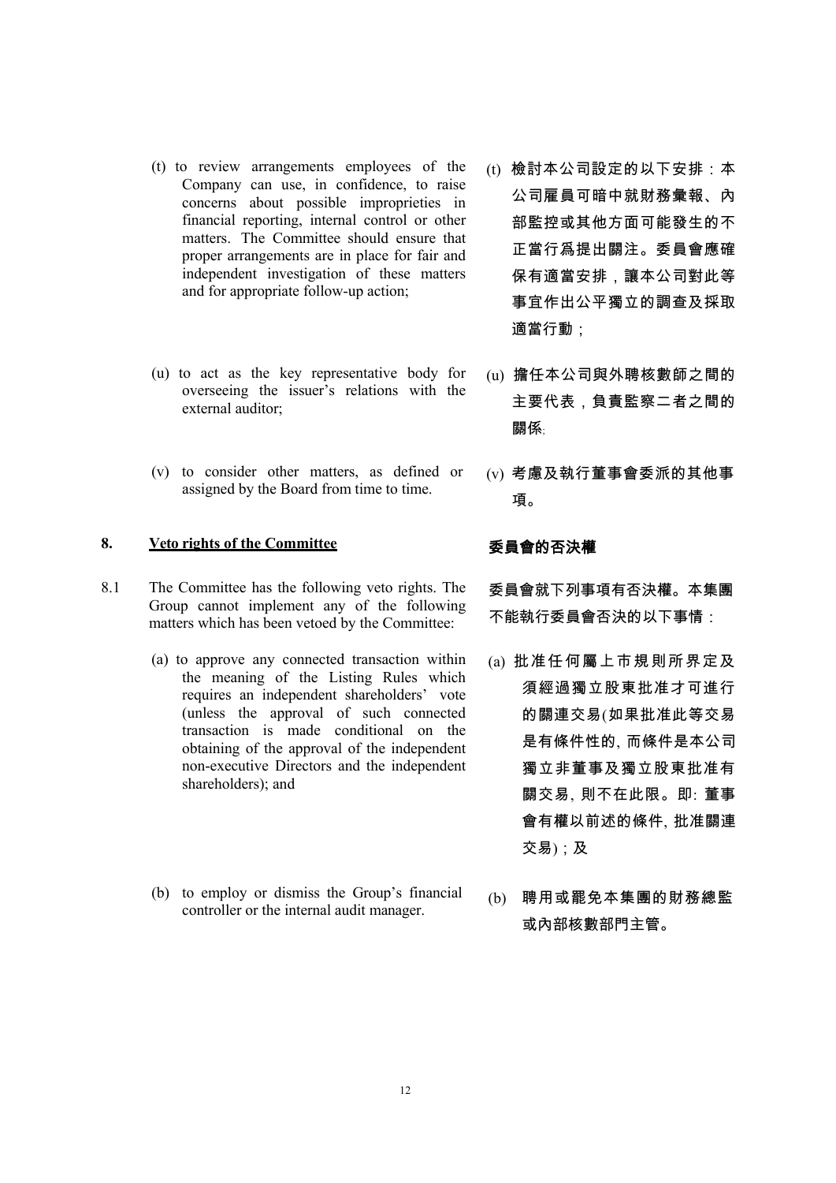(t) to review arrangements employees of the Company can use, in confidence, to raise concerns about possible improprieties in financial reporting, internal control or other matters. The Committee should ensure that proper arrangements are in place for fair and independent investigation of these matters and for appropriate follow-up action;

(t) 檢討本公司設定的以下安排：本公司雇員可暗中就財務彙報、內部監控或其他方面可能發生的不正當行爲提出關注。委員會應確保有適當安排，讓本公司對此等事宜作出公平獨立的調查及採取適當行動；

(u) to act as the key representative body for overseeing the issuer's relations with the external auditor;

(u) 擔任本公司與外聘核數師之間的主要代表，負責監察二者之間的關係;

(v) to consider other matters, as defined or assigned by the Board from time to time.

(v) 考慮及執行董事會委派的其他事項。

## 8. Veto rights of the Committee

## 委員會的否決權

8.1 The Committee has the following veto rights. The Group cannot implement any of the following matters which has been vetoed by the Committee:

委員會就下列事項有否決權。本集團不能執行委員會否決的以下事情：

(a) to approve any connected transaction within the meaning of the Listing Rules which requires an independent shareholders' vote (unless the approval of such connected transaction is made conditional on the obtaining of the approval of the independent non-executive Directors and the independent shareholders); and

(a) 批准任何屬上市規則所界定及須經過獨立股東批准才可進行的關連交易(如果批准此等交易是有條件性的, 而條件是本公司獨立非董事及獨立股東批准有關交易, 則不在此限。即: 董事會有權以前述的條件, 批准關連交易)；及

(b) to employ or dismiss the Group's financial controller or the internal audit manager.

(b) 聘用或罷免本集團的財務總監或內部核數部門主管。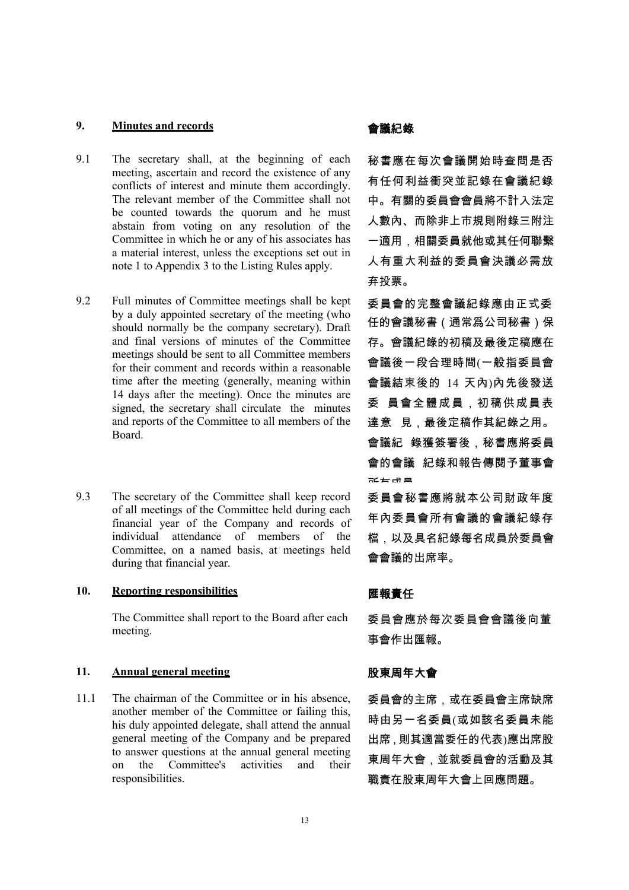## 9. Minutes and records

## 會議紀錄

9.1 The secretary shall, at the beginning of each meeting, ascertain and record the existence of any conflicts of interest and minute them accordingly. The relevant member of the Committee shall not be counted towards the quorum and he must abstain from voting on any resolution of the Committee in which he or any of his associates has a material interest, unless the exceptions set out in note 1 to Appendix 3 to the Listing Rules apply.

秘書應在每次會議開始時查問是否有任何利益衝突並記錄在會議紀錄中。有關的委員會會員將不計入法定人數內、而除非上市規則附錄三附注一適用，相關委員就他或其任何聯繫人有重大利益的委員會決議必需放棄投票。

9.2 Full minutes of Committee meetings shall be kept by a duly appointed secretary of the meeting (who should normally be the company secretary). Draft and final versions of minutes of the Committee meetings should be sent to all Committee members for their comment and records within a reasonable time after the meeting (generally, meaning within 14 days after the meeting). Once the minutes are signed, the secretary shall circulate the minutes and reports of the Committee to all members of the Board.

委員會的完整會議紀錄應由正式委任的會議秘書（通常爲公司秘書）保存。會議紀錄的初稿及最後定稿應在會議後一段合理時間(一般指委員會會議結束後的 14 天內)內先後發送委 員會全體成員，初稿供成員表達意 見，最後定稿作其紀錄之用。會議紀 錄獲簽署後，秘書應將委員會的會議 紀錄和報告傳閱予董事會所有成員

9.3 The secretary of the Committee shall keep record of all meetings of the Committee held during each financial year of the Company and records of individual attendance of members of the Committee, on a named basis, at meetings held during that financial year.

委員會秘書應將就本公司財政年度年內委員會所有會議的會議紀錄存檔，以及具名紀錄每名成員於委員會會會議的出席率。

## 10. Reporting responsibilities

## 匯報責任

The Committee shall report to the Board after each meeting.

委員會應於每次委員會會議後向董事會作出匯報。

## 11. Annual general meeting

## 股東周年大會

11.1 The chairman of the Committee or in his absence, another member of the Committee or failing this, his duly appointed delegate, shall attend the annual general meeting of the Company and be prepared to answer questions at the annual general meeting on the Committee's activities and their responsibilities.

委員會的主席，或在委員會主席缺席時由另一名委員(或如該名委員未能出席，則其適當委任的代表)應出席股東周年大會，並就委員會的活動及其職責在股東周年大會上回應問題。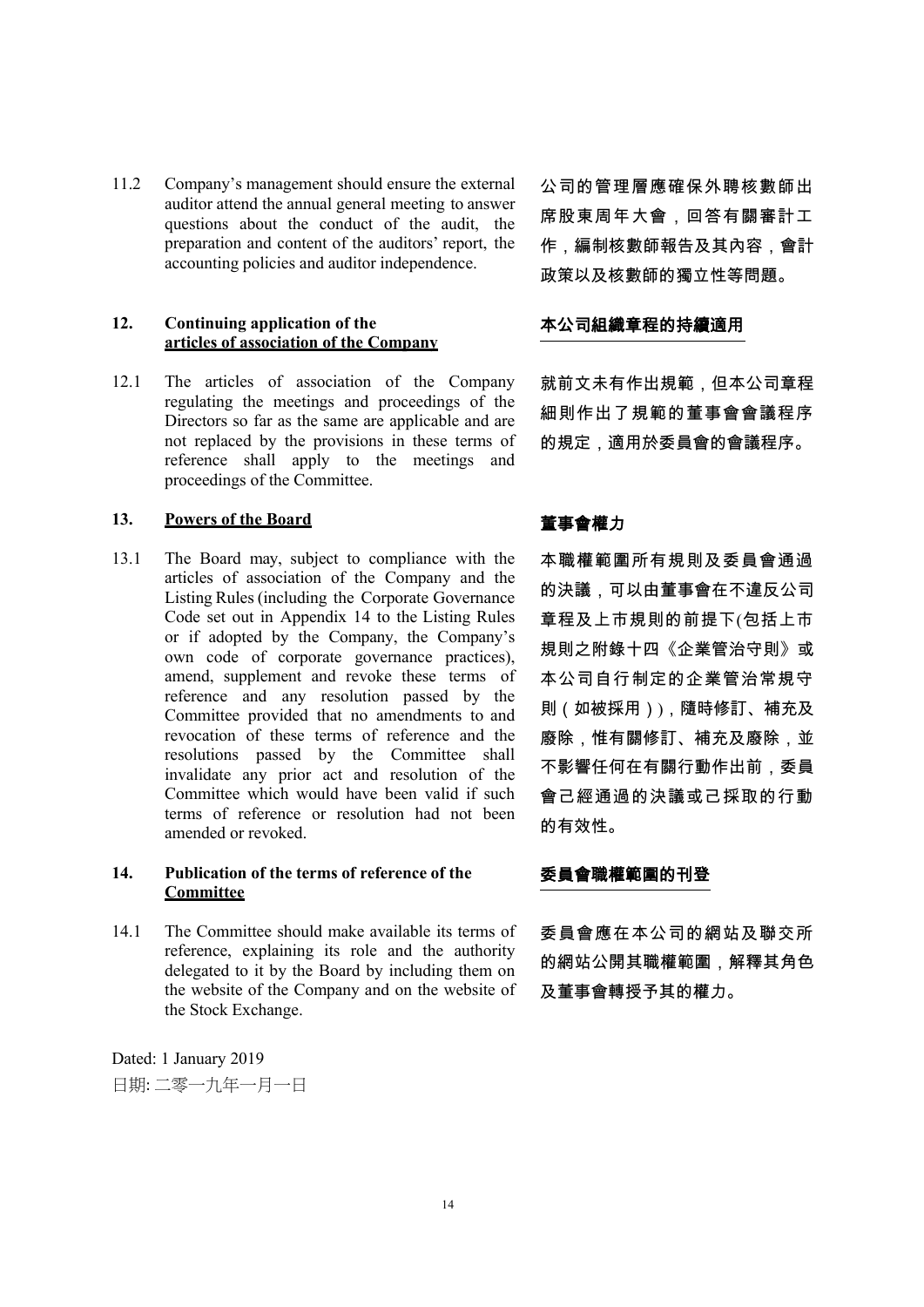11.2 Company's management should ensure the external auditor attend the annual general meeting to answer questions about the conduct of the audit, the preparation and content of the auditors' report, the accounting policies and auditor independence.

公司的管理層應確保外聘核數師出席股東周年大會，回答有關審計工作，編制核數師報告及其內容，會計政策以及核數師的獨立性等問題。

## 12. Continuing application of the articles of association of the Company

## 本公司組織章程的持續適用

12.1 The articles of association of the Company regulating the meetings and proceedings of the Directors so far as the same are applicable and are not replaced by the provisions in these terms of reference shall apply to the meetings and proceedings of the Committee.

就前文未有作出規範，但本公司章程細則作出了規範的董事會會議程序的規定，適用於委員會的會議程序。

## 13. Powers of the Board

## 董事會權力

13.1 The Board may, subject to compliance with the articles of association of the Company and the Listing Rules (including the Corporate Governance Code set out in Appendix 14 to the Listing Rules or if adopted by the Company, the Company's own code of corporate governance practices), amend, supplement and revoke these terms of reference and any resolution passed by the Committee provided that no amendments to and revocation of these terms of reference and the resolutions passed by the Committee shall invalidate any prior act and resolution of the Committee which would have been valid if such terms of reference or resolution had not been amended or revoked.

本職權範圍所有規則及委員會通過的決議，可以由董事會在不違反公司章程及上市規則的前提下(包括上市規則之附錄十四《企業管治守則》或本公司自行制定的企業管治常規守則（如被採用）)，隨時修訂、補充及廢除，惟有關修訂、補充及廢除，並不影響任何在有關行動作出前，委員會已經通過的決議或已採取的行動的有效性。

## 14. Publication of the terms of reference of the Committee

## 委員會職權範圍的刊登

14.1 The Committee should make available its terms of reference, explaining its role and the authority delegated to it by the Board by including them on the website of the Company and on the website of the Stock Exchange.

委員會應在本公司的網站及聯交所的網站公開其職權範圍，解釋其角色及董事會轉授予其的權力。

Dated: 1 January 2019

日期: 二零一九年一月一日